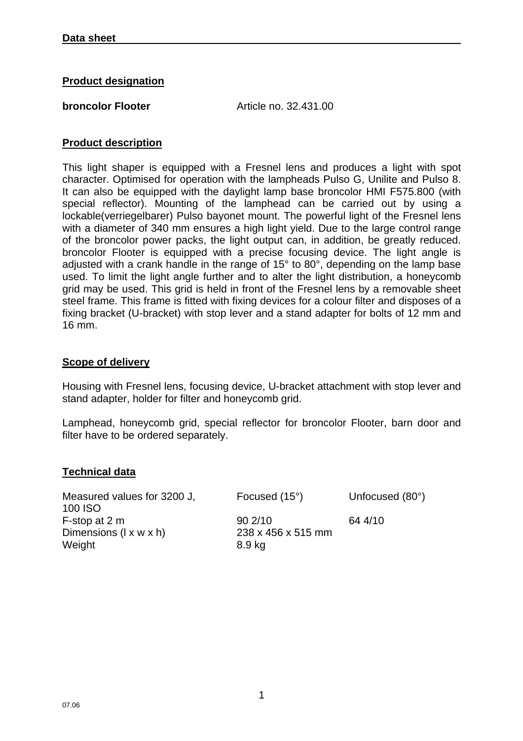**Data sheet**

## Product designation

**broncolor Flooter** Article no. 32.431.00

## Product description

This light shaper is equipped with a Fresnel lens and produces a light with spot character. Optimised for operation with the lampheads Pulso G, Unilite and Pulso 8. It can also be equipped with the daylight lamp base broncolor HMI F575.800 (with special reflector). Mounting of the lamphead can be carried out by using a lockable(verriegelbarer) Pulso bayonet mount. The powerful light of the Fresnel lens with a diameter of 340 mm ensures a high light yield. Due to the large control range of the broncolor power packs, the light output can, in addition, be greatly reduced. broncolor Flooter is equipped with a precise focusing device. The light angle is adjusted with a crank handle in the range of 15° to 80°, depending on the lamp base used. To limit the light angle further and to alter the light distribution, a honeycomb grid may be used. This grid is held in front of the Fresnel lens by a removable sheet steel frame. This frame is fitted with fixing devices for a colour filter and disposes of a fixing bracket (U-bracket) with stop lever and a stand adapter for bolts of 12 mm and 16 mm.

## Scope of delivery

Housing with Fresnel lens, focusing device, U-bracket attachment with stop lever and stand adapter, holder for filter and honeycomb grid.

Lamphead, honeycomb grid, special reflector for broncolor Flooter, barn door and filter have to be ordered separately.

## Technical data

| Measured values for 3200 J, 100 ISO | Focused (15°) | Unfocused (80°) |
|---|---|---|
| F-stop at 2 m | 90 2/10 | 64 4/10 |
| Dimensions (l x w x h) | 238 x 456 x 515 mm | |
| Weight | 8.9 kg | |

07.06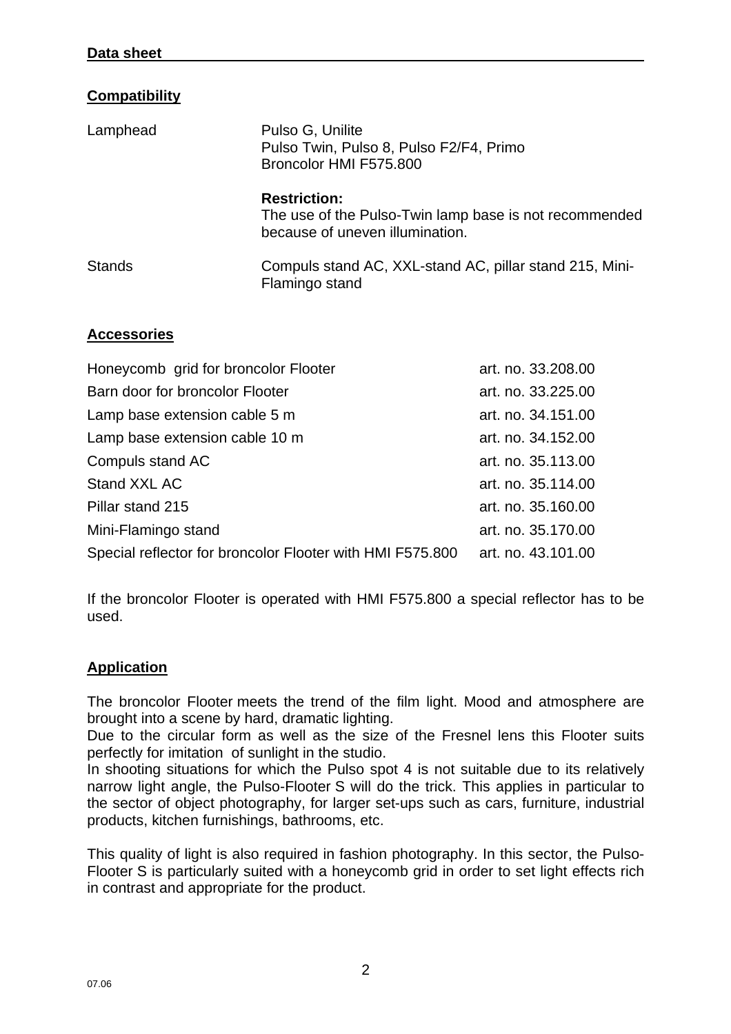**Data sheet**

## Compatibility

| | |
|---|---|
| Lamphead | Pulso G, Unilite<br>Pulso Twin, Pulso 8, Pulso F2/F4, Primo<br>Broncolor HMI F575.800<br><br>**Restriction:**<br>The use of the Pulso-Twin lamp base is not recommended because of uneven illumination. |
| Stands | Compuls stand AC, XXL-stand AC, pillar stand 215, Mini-Flamingo stand |

## Accessories

| | |
|---|---|
| Honeycomb grid for broncolor Flooter | art. no. 33.208.00 |
| Barn door for broncolor Flooter | art. no. 33.225.00 |
| Lamp base extension cable 5 m | art. no. 34.151.00 |
| Lamp base extension cable 10 m | art. no. 34.152.00 |
| Compuls stand AC | art. no. 35.113.00 |
| Stand XXL AC | art. no. 35.114.00 |
| Pillar stand 215 | art. no. 35.160.00 |
| Mini-Flamingo stand | art. no. 35.170.00 |
| Special reflector for broncolor Flooter with HMI F575.800 | art. no. 43.101.00 |

If the broncolor Flooter is operated with HMI F575.800 a special reflector has to be used.

## Application

The broncolor Flooter meets the trend of the film light. Mood and atmosphere are brought into a scene by hard, dramatic lighting.
Due to the circular form as well as the size of the Fresnel lens this Flooter suits perfectly for imitation of sunlight in the studio.
In shooting situations for which the Pulso spot 4 is not suitable due to its relatively narrow light angle, the Pulso-Flooter S will do the trick. This applies in particular to the sector of object photography, for larger set-ups such as cars, furniture, industrial products, kitchen furnishings, bathrooms, etc.

This quality of light is also required in fashion photography. In this sector, the Pulso-Flooter S is particularly suited with a honeycomb grid in order to set light effects rich in contrast and appropriate for the product.

07.06